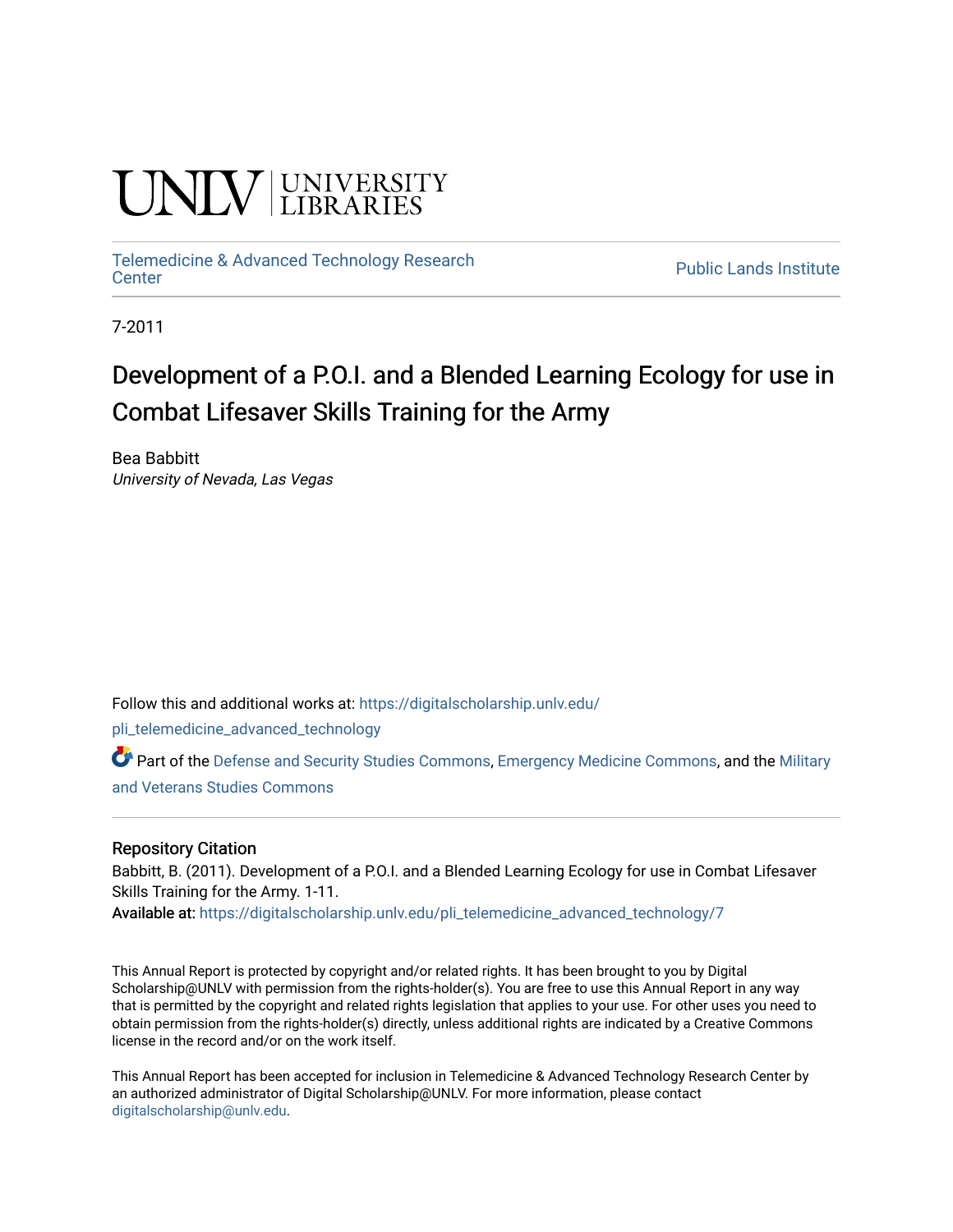UNLV | UNIVERSITY LIBRARIES

Telemedicine & Advanced Technology Research Center

Public Lands Institute

7-2011

# Development of a P.O.I. and a Blended Learning Ecology for use in Combat Lifesaver Skills Training for the Army

Bea Babbitt
*University of Nevada, Las Vegas*

Follow this and additional works at: https://digitalscholarship.unlv.edu/pli_telemedicine_advanced_technology

Part of the Defense and Security Studies Commons, Emergency Medicine Commons, and the Military and Veterans Studies Commons

### Repository Citation

Babbitt, B. (2011). Development of a P.O.I. and a Blended Learning Ecology for use in Combat Lifesaver Skills Training for the Army. 1-11.
Available at: https://digitalscholarship.unlv.edu/pli_telemedicine_advanced_technology/7

This Annual Report is protected by copyright and/or related rights. It has been brought to you by Digital Scholarship@UNLV with permission from the rights-holder(s). You are free to use this Annual Report in any way that is permitted by the copyright and related rights legislation that applies to your use. For other uses you need to obtain permission from the rights-holder(s) directly, unless additional rights are indicated by a Creative Commons license in the record and/or on the work itself.

This Annual Report has been accepted for inclusion in Telemedicine & Advanced Technology Research Center by an authorized administrator of Digital Scholarship@UNLV. For more information, please contact digitalscholarship@unlv.edu.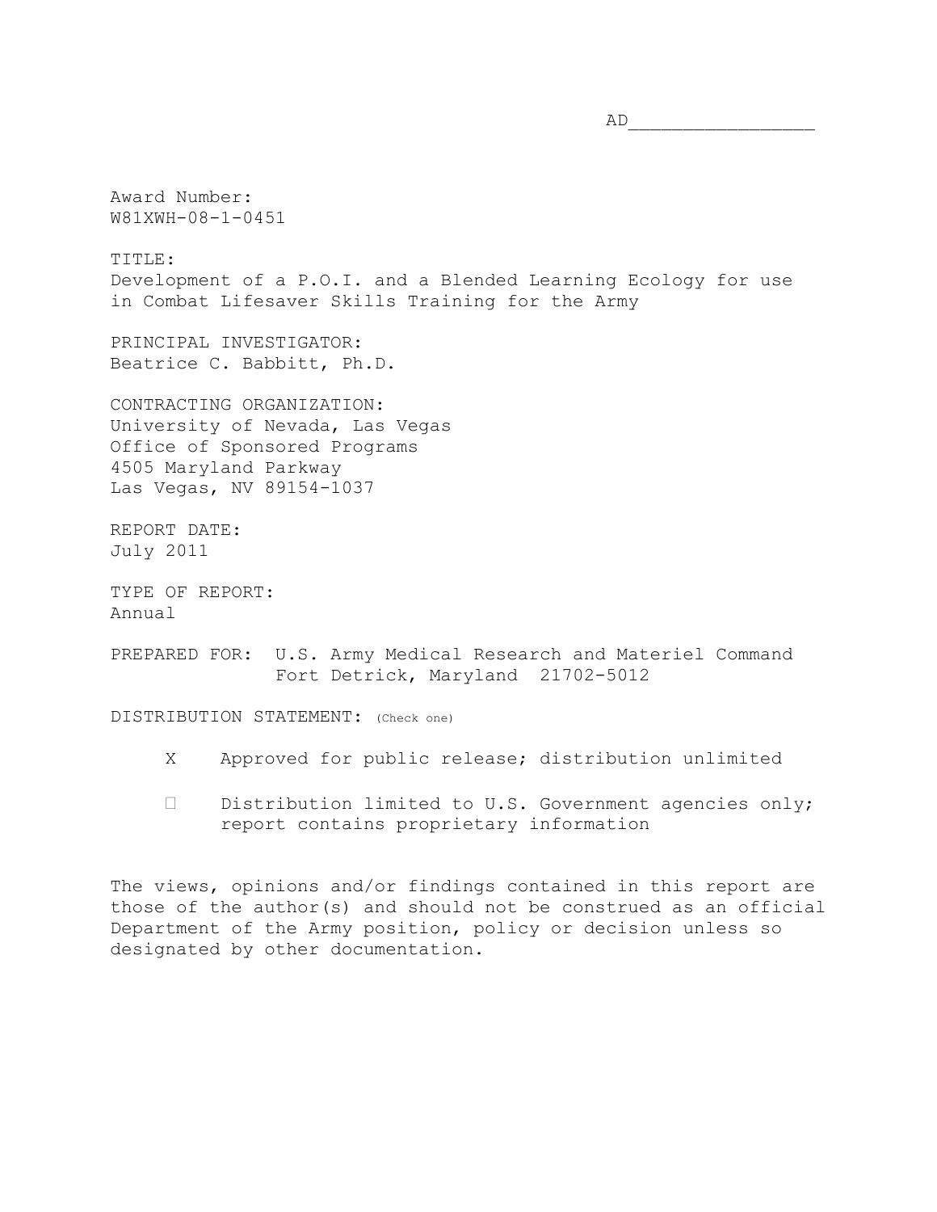AD_______________

Award Number:
W81XWH-08-1-0451

TITLE:
Development of a P.O.I. and a Blended Learning Ecology for use in Combat Lifesaver Skills Training for the Army

PRINCIPAL INVESTIGATOR:
Beatrice C. Babbitt, Ph.D.

CONTRACTING ORGANIZATION:
University of Nevada, Las Vegas
Office of Sponsored Programs
4505 Maryland Parkway
Las Vegas, NV 89154-1037

REPORT DATE:
July 2011

TYPE OF REPORT:
Annual

PREPARED FOR: U.S. Army Medical Research and Materiel Command
Fort Detrick, Maryland 21702-5012

DISTRIBUTION STATEMENT: (Check one)

X Approved for public release; distribution unlimited

☐ Distribution limited to U.S. Government agencies only; report contains proprietary information

The views, opinions and/or findings contained in this report are those of the author(s) and should not be construed as an official Department of the Army position, policy or decision unless so designated by other documentation.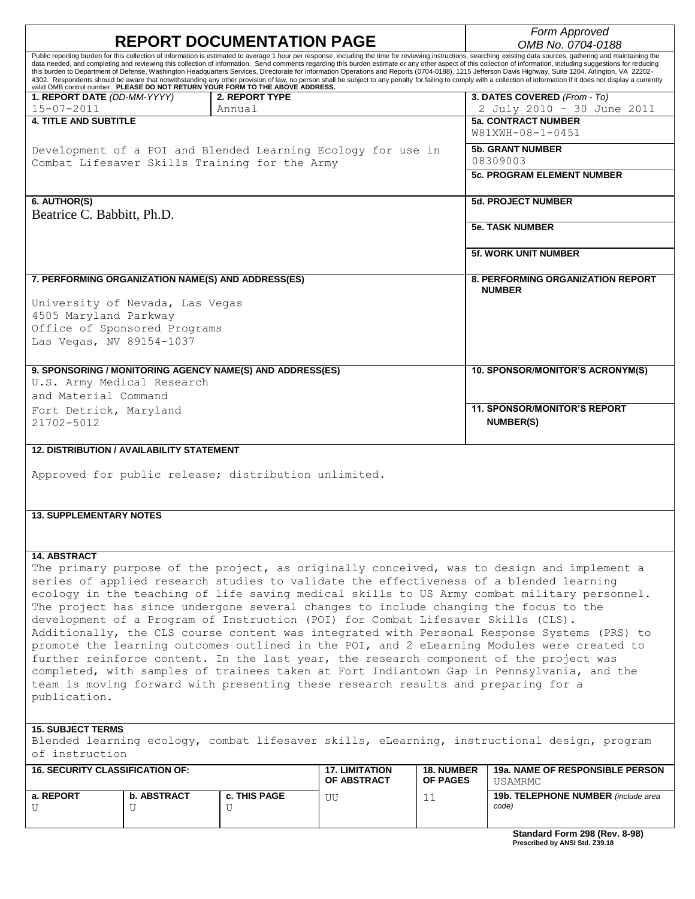# REPORT DOCUMENTATION PAGE

*Form Approved*
*OMB No. 0704-0188*

Public reporting burden for this collection of information is estimated to average 1 hour per response, including the time for reviewing instructions, searching existing data sources, gathering and maintaining the data needed, and completing and reviewing this collection of information. Send comments regarding this burden estimate or any other aspect of this collection of information, including suggestions for reducing this burden to Department of Defense, Washington Headquarters Services, Directorate for Information Operations and Reports (0704-0188), 1215 Jefferson Davis Highway, Suite 1204, Arlington, VA 22202-4302. Respondents should be aware that notwithstanding any other provision of law, no person shall be subject to any penalty for failing to comply with a collection of information if it does not display a currently valid OMB control number. **PLEASE DO NOT RETURN YOUR FORM TO THE ABOVE ADDRESS.**

| **1. REPORT DATE** *(DD-MM-YYYY)* | **2. REPORT TYPE** | **3. DATES COVERED** *(From - To)* |
|---|---|---|
| 15-07-2011 | Annual | 2 July 2010 – 30 June 2011 |

**4. TITLE AND SUBTITLE**

Development of a POI and Blended Learning Ecology for use in Combat Lifesaver Skills Training for the Army

**5a. CONTRACT NUMBER**
W81XWH-08-1-0451

**5b. GRANT NUMBER**
08309003

**5c. PROGRAM ELEMENT NUMBER**

**6. AUTHOR(S)**
Beatrice C. Babbitt, Ph.D.

**5d. PROJECT NUMBER**

**5e. TASK NUMBER**

**5f. WORK UNIT NUMBER**

**7. PERFORMING ORGANIZATION NAME(S) AND ADDRESS(ES)**

University of Nevada, Las Vegas
4505 Maryland Parkway
Office of Sponsored Programs
Las Vegas, NV 89154-1037

**8. PERFORMING ORGANIZATION REPORT NUMBER**

**9. SPONSORING / MONITORING AGENCY NAME(S) AND ADDRESS(ES)**
U.S. Army Medical Research and Material Command
Fort Detrick, Maryland
21702-5012

**10. SPONSOR/MONITOR'S ACRONYM(S)**

**11. SPONSOR/MONITOR'S REPORT NUMBER(S)**

**12. DISTRIBUTION / AVAILABILITY STATEMENT**

Approved for public release; distribution unlimited.

**13. SUPPLEMENTARY NOTES**

**14. ABSTRACT**
The primary purpose of the project, as originally conceived, was to design and implement a series of applied research studies to validate the effectiveness of a blended learning ecology in the teaching of life saving medical skills to US Army combat military personnel. The project has since undergone several changes to include changing the focus to the development of a Program of Instruction (POI) for Combat Lifesaver Skills (CLS). Additionally, the CLS course content was integrated with Personal Response Systems (PRS) to promote the learning outcomes outlined in the POI, and 2 eLearning Modules were created to further reinforce content. In the last year, the research component of the project was completed, with samples of trainees taken at Fort Indiantown Gap in Pennsylvania, and the team is moving forward with presenting these research results and preparing for a publication.

**15. SUBJECT TERMS**
Blended learning ecology, combat lifesaver skills, eLearning, instructional design, program of instruction

| **16. SECURITY CLASSIFICATION OF:** | | | **17. LIMITATION OF ABSTRACT** | **18. NUMBER OF PAGES** | **19a. NAME OF RESPONSIBLE PERSON** |
|---|---|---|---|---|---|
| **a. REPORT** | **b. ABSTRACT** | **c. THIS PAGE** | | | USAMRMC |
| U | U | U | UU | 11 | **19b. TELEPHONE NUMBER** *(include area code)* |

**Standard Form 298 (Rev. 8-98)**
**Prescribed by ANSI Std. Z39.18**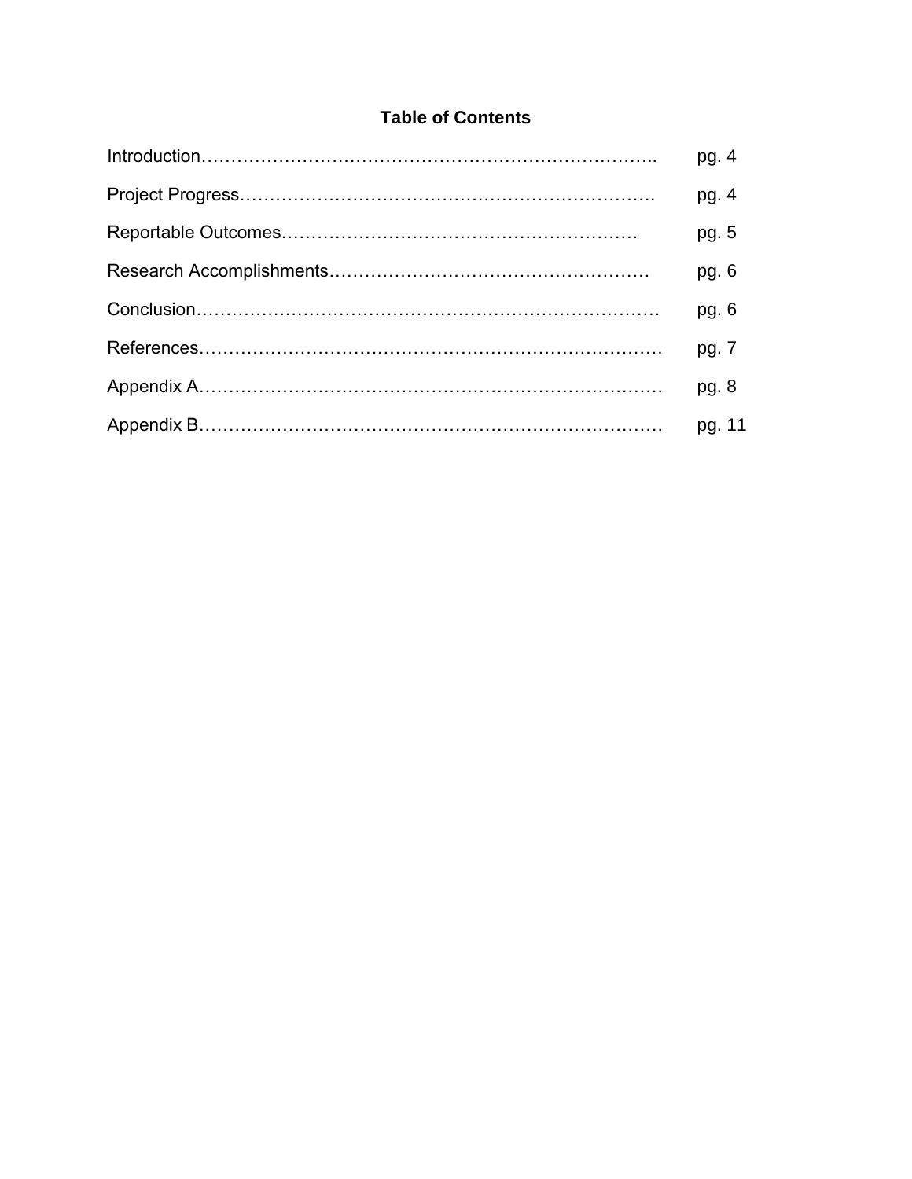## Table of Contents

| | |
|---|---|
| Introduction | pg. 4 |
| Project Progress | pg. 4 |
| Reportable Outcomes | pg. 5 |
| Research Accomplishments | pg. 6 |
| Conclusion | pg. 6 |
| References | pg. 7 |
| Appendix A | pg. 8 |
| Appendix B | pg. 11 |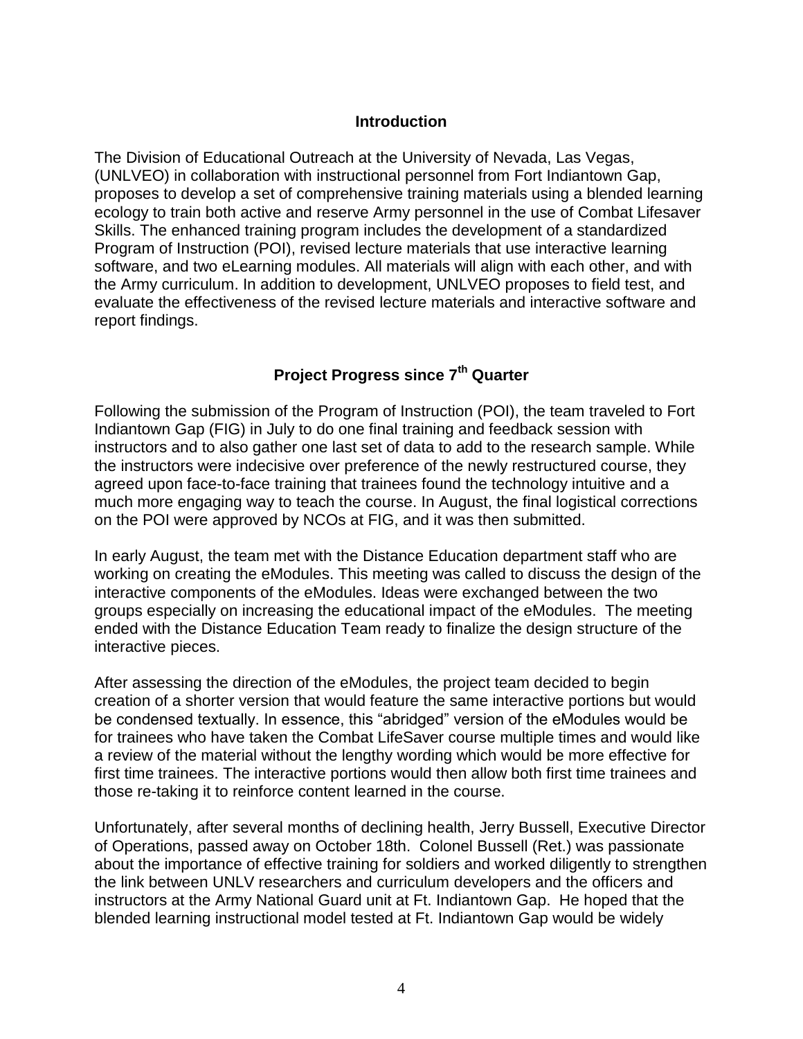## Introduction

The Division of Educational Outreach at the University of Nevada, Las Vegas, (UNLVEO) in collaboration with instructional personnel from Fort Indiantown Gap, proposes to develop a set of comprehensive training materials using a blended learning ecology to train both active and reserve Army personnel in the use of Combat Lifesaver Skills. The enhanced training program includes the development of a standardized Program of Instruction (POI), revised lecture materials that use interactive learning software, and two eLearning modules. All materials will align with each other, and with the Army curriculum. In addition to development, UNLVEO proposes to field test, and evaluate the effectiveness of the revised lecture materials and interactive software and report findings.

## Project Progress since 7th Quarter

Following the submission of the Program of Instruction (POI), the team traveled to Fort Indiantown Gap (FIG) in July to do one final training and feedback session with instructors and to also gather one last set of data to add to the research sample. While the instructors were indecisive over preference of the newly restructured course, they agreed upon face-to-face training that trainees found the technology intuitive and a much more engaging way to teach the course. In August, the final logistical corrections on the POI were approved by NCOs at FIG, and it was then submitted.

In early August, the team met with the Distance Education department staff who are working on creating the eModules. This meeting was called to discuss the design of the interactive components of the eModules. Ideas were exchanged between the two groups especially on increasing the educational impact of the eModules. The meeting ended with the Distance Education Team ready to finalize the design structure of the interactive pieces.

After assessing the direction of the eModules, the project team decided to begin creation of a shorter version that would feature the same interactive portions but would be condensed textually. In essence, this “abridged” version of the eModules would be for trainees who have taken the Combat LifeSaver course multiple times and would like a review of the material without the lengthy wording which would be more effective for first time trainees. The interactive portions would then allow both first time trainees and those re-taking it to reinforce content learned in the course.

Unfortunately, after several months of declining health, Jerry Bussell, Executive Director of Operations, passed away on October 18th. Colonel Bussell (Ret.) was passionate about the importance of effective training for soldiers and worked diligently to strengthen the link between UNLV researchers and curriculum developers and the officers and instructors at the Army National Guard unit at Ft. Indiantown Gap. He hoped that the blended learning instructional model tested at Ft. Indiantown Gap would be widely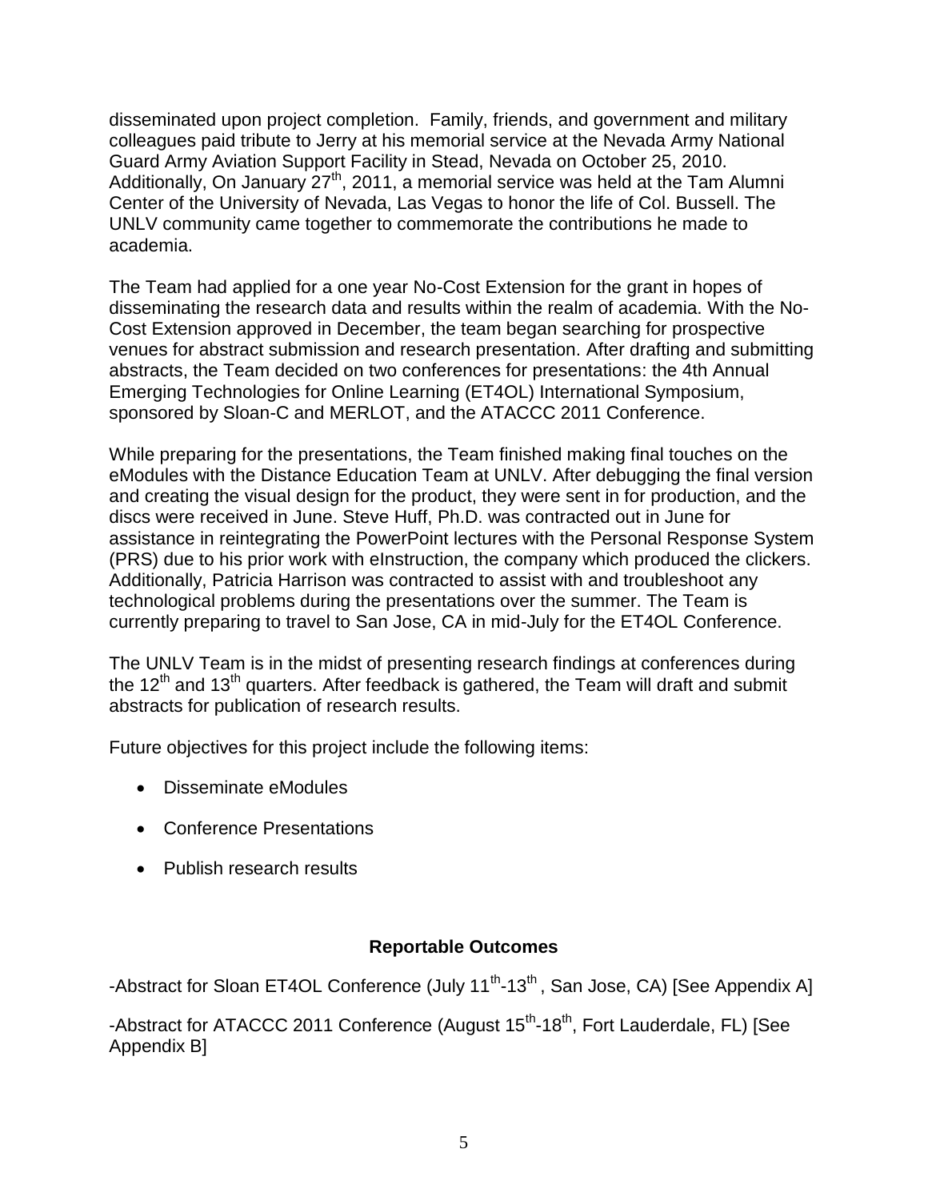disseminated upon project completion. Family, friends, and government and military colleagues paid tribute to Jerry at his memorial service at the Nevada Army National Guard Army Aviation Support Facility in Stead, Nevada on October 25, 2010. Additionally, On January 27th, 2011, a memorial service was held at the Tam Alumni Center of the University of Nevada, Las Vegas to honor the life of Col. Bussell. The UNLV community came together to commemorate the contributions he made to academia.

The Team had applied for a one year No-Cost Extension for the grant in hopes of disseminating the research data and results within the realm of academia. With the No-Cost Extension approved in December, the team began searching for prospective venues for abstract submission and research presentation. After drafting and submitting abstracts, the Team decided on two conferences for presentations: the 4th Annual Emerging Technologies for Online Learning (ET4OL) International Symposium, sponsored by Sloan-C and MERLOT, and the ATACCC 2011 Conference.

While preparing for the presentations, the Team finished making final touches on the eModules with the Distance Education Team at UNLV. After debugging the final version and creating the visual design for the product, they were sent in for production, and the discs were received in June. Steve Huff, Ph.D. was contracted out in June for assistance in reintegrating the PowerPoint lectures with the Personal Response System (PRS) due to his prior work with eInstruction, the company which produced the clickers. Additionally, Patricia Harrison was contracted to assist with and troubleshoot any technological problems during the presentations over the summer. The Team is currently preparing to travel to San Jose, CA in mid-July for the ET4OL Conference.

The UNLV Team is in the midst of presenting research findings at conferences during the 12th and 13th quarters. After feedback is gathered, the Team will draft and submit abstracts for publication of research results.

Future objectives for this project include the following items:

- Disseminate eModules
- Conference Presentations
- Publish research results

**Reportable Outcomes**

-Abstract for Sloan ET4OL Conference (July 11th-13th , San Jose, CA) [See Appendix A]

-Abstract for ATACCC 2011 Conference (August 15th-18th, Fort Lauderdale, FL) [See Appendix B]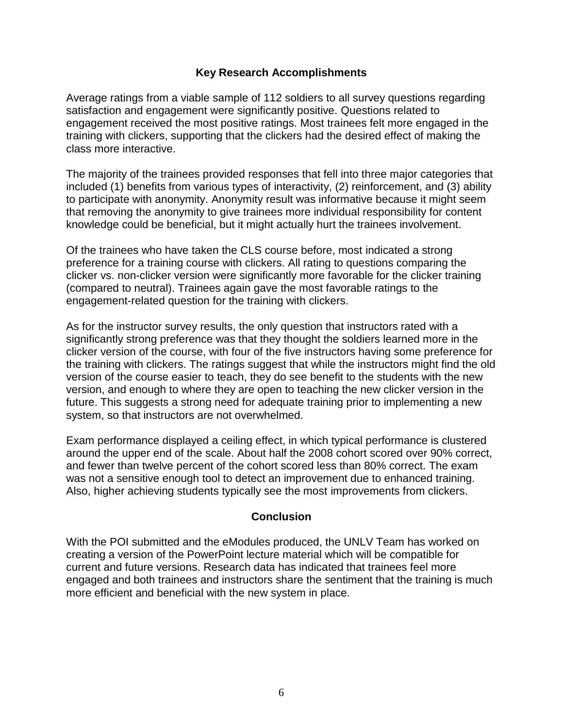## Key Research Accomplishments

Average ratings from a viable sample of 112 soldiers to all survey questions regarding satisfaction and engagement were significantly positive. Questions related to engagement received the most positive ratings. Most trainees felt more engaged in the training with clickers, supporting that the clickers had the desired effect of making the class more interactive.

The majority of the trainees provided responses that fell into three major categories that included (1) benefits from various types of interactivity, (2) reinforcement, and (3) ability to participate with anonymity. Anonymity result was informative because it might seem that removing the anonymity to give trainees more individual responsibility for content knowledge could be beneficial, but it might actually hurt the trainees involvement.

Of the trainees who have taken the CLS course before, most indicated a strong preference for a training course with clickers. All rating to questions comparing the clicker vs. non-clicker version were significantly more favorable for the clicker training (compared to neutral). Trainees again gave the most favorable ratings to the engagement-related question for the training with clickers.

As for the instructor survey results, the only question that instructors rated with a significantly strong preference was that they thought the soldiers learned more in the clicker version of the course, with four of the five instructors having some preference for the training with clickers. The ratings suggest that while the instructors might find the old version of the course easier to teach, they do see benefit to the students with the new version, and enough to where they are open to teaching the new clicker version in the future. This suggests a strong need for adequate training prior to implementing a new system, so that instructors are not overwhelmed.

Exam performance displayed a ceiling effect, in which typical performance is clustered around the upper end of the scale. About half the 2008 cohort scored over 90% correct, and fewer than twelve percent of the cohort scored less than 80% correct. The exam was not a sensitive enough tool to detect an improvement due to enhanced training. Also, higher achieving students typically see the most improvements from clickers.

## Conclusion

With the POI submitted and the eModules produced, the UNLV Team has worked on creating a version of the PowerPoint lecture material which will be compatible for current and future versions. Research data has indicated that trainees feel more engaged and both trainees and instructors share the sentiment that the training is much more efficient and beneficial with the new system in place.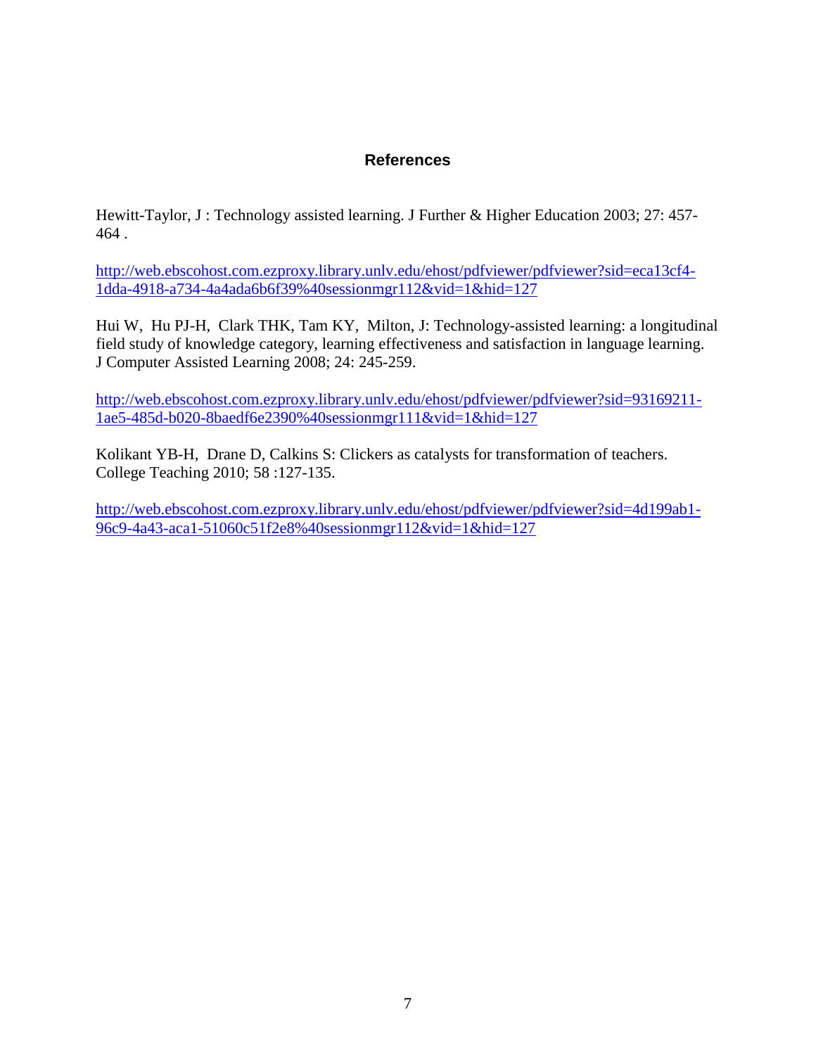## References

Hewitt-Taylor, J : Technology assisted learning. J Further & Higher Education 2003; 27: 457-464 .

http://web.ebscohost.com.ezproxy.library.unlv.edu/ehost/pdfviewer/pdfviewer?sid=eca13cf4-1dda-4918-a734-4a4ada6b6f39%40sessionmgr112&vid=1&hid=127

Hui W, Hu PJ-H, Clark THK, Tam KY, Milton, J: Technology-assisted learning: a longitudinal field study of knowledge category, learning effectiveness and satisfaction in language learning. J Computer Assisted Learning 2008; 24: 245-259.

http://web.ebscohost.com.ezproxy.library.unlv.edu/ehost/pdfviewer/pdfviewer?sid=93169211-1ae5-485d-b020-8baedf6e2390%40sessionmgr111&vid=1&hid=127

Kolikant YB-H, Drane D, Calkins S: Clickers as catalysts for transformation of teachers. College Teaching 2010; 58 :127-135.

http://web.ebscohost.com.ezproxy.library.unlv.edu/ehost/pdfviewer/pdfviewer?sid=4d199ab1-96c9-4a43-aca1-51060c51f2e8%40sessionmgr112&vid=1&hid=127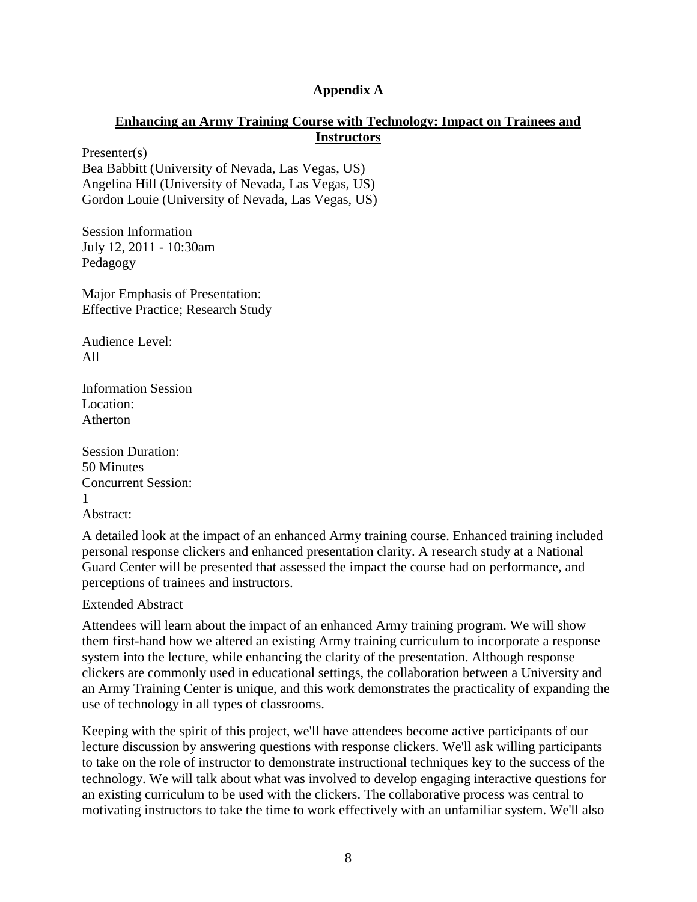## Appendix A

### Enhancing an Army Training Course with Technology: Impact on Trainees and Instructors

Presenter(s)
Bea Babbitt (University of Nevada, Las Vegas, US)
Angelina Hill (University of Nevada, Las Vegas, US)
Gordon Louie (University of Nevada, Las Vegas, US)

Session Information
July 12, 2011 - 10:30am
Pedagogy

Major Emphasis of Presentation:
Effective Practice; Research Study

Audience Level:
All

Information Session
Location:
Atherton

Session Duration:
50 Minutes
Concurrent Session:
1
Abstract:

A detailed look at the impact of an enhanced Army training course. Enhanced training included personal response clickers and enhanced presentation clarity. A research study at a National Guard Center will be presented that assessed the impact the course had on performance, and perceptions of trainees and instructors.

Extended Abstract

Attendees will learn about the impact of an enhanced Army training program. We will show them first-hand how we altered an existing Army training curriculum to incorporate a response system into the lecture, while enhancing the clarity of the presentation. Although response clickers are commonly used in educational settings, the collaboration between a University and an Army Training Center is unique, and this work demonstrates the practicality of expanding the use of technology in all types of classrooms.

Keeping with the spirit of this project, we'll have attendees become active participants of our lecture discussion by answering questions with response clickers. We'll ask willing participants to take on the role of instructor to demonstrate instructional techniques key to the success of the technology. We will talk about what was involved to develop engaging interactive questions for an existing curriculum to be used with the clickers. The collaborative process was central to motivating instructors to take the time to work effectively with an unfamiliar system. We'll also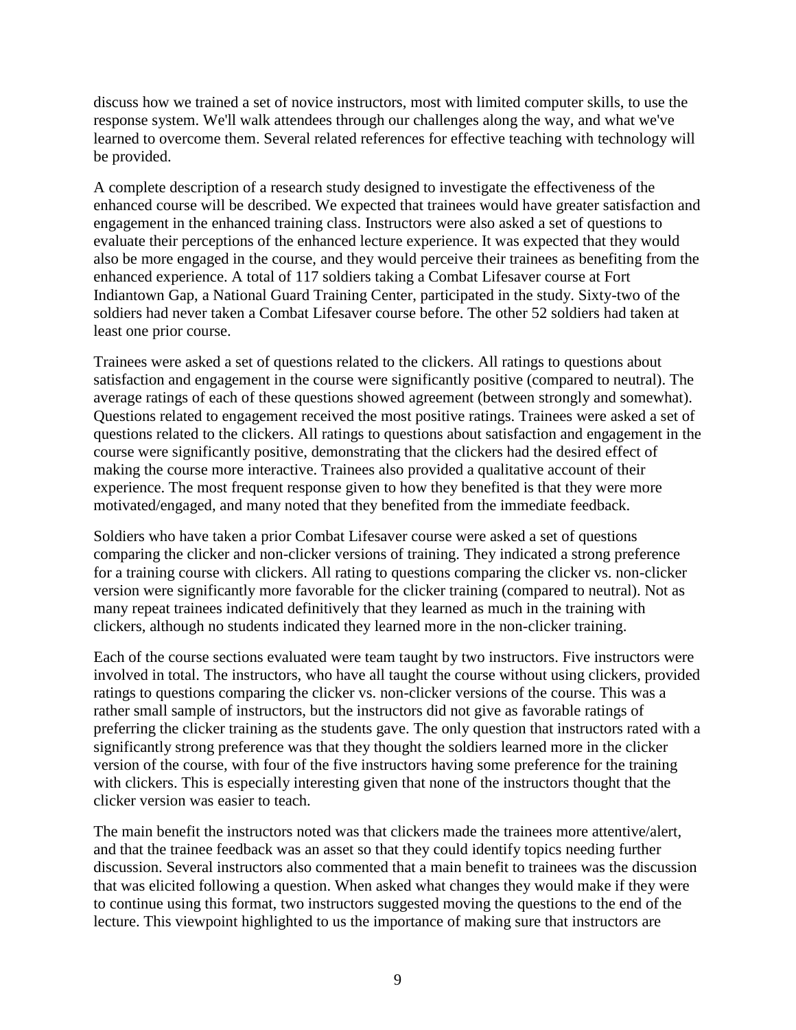discuss how we trained a set of novice instructors, most with limited computer skills, to use the response system. We'll walk attendees through our challenges along the way, and what we've learned to overcome them. Several related references for effective teaching with technology will be provided.

A complete description of a research study designed to investigate the effectiveness of the enhanced course will be described. We expected that trainees would have greater satisfaction and engagement in the enhanced training class. Instructors were also asked a set of questions to evaluate their perceptions of the enhanced lecture experience. It was expected that they would also be more engaged in the course, and they would perceive their trainees as benefiting from the enhanced experience. A total of 117 soldiers taking a Combat Lifesaver course at Fort Indiantown Gap, a National Guard Training Center, participated in the study. Sixty-two of the soldiers had never taken a Combat Lifesaver course before. The other 52 soldiers had taken at least one prior course.

Trainees were asked a set of questions related to the clickers. All ratings to questions about satisfaction and engagement in the course were significantly positive (compared to neutral). The average ratings of each of these questions showed agreement (between strongly and somewhat). Questions related to engagement received the most positive ratings. Trainees were asked a set of questions related to the clickers. All ratings to questions about satisfaction and engagement in the course were significantly positive, demonstrating that the clickers had the desired effect of making the course more interactive. Trainees also provided a qualitative account of their experience. The most frequent response given to how they benefited is that they were more motivated/engaged, and many noted that they benefited from the immediate feedback.

Soldiers who have taken a prior Combat Lifesaver course were asked a set of questions comparing the clicker and non-clicker versions of training. They indicated a strong preference for a training course with clickers. All rating to questions comparing the clicker vs. non-clicker version were significantly more favorable for the clicker training (compared to neutral). Not as many repeat trainees indicated definitively that they learned as much in the training with clickers, although no students indicated they learned more in the non-clicker training.

Each of the course sections evaluated were team taught by two instructors. Five instructors were involved in total. The instructors, who have all taught the course without using clickers, provided ratings to questions comparing the clicker vs. non-clicker versions of the course. This was a rather small sample of instructors, but the instructors did not give as favorable ratings of preferring the clicker training as the students gave. The only question that instructors rated with a significantly strong preference was that they thought the soldiers learned more in the clicker version of the course, with four of the five instructors having some preference for the training with clickers. This is especially interesting given that none of the instructors thought that the clicker version was easier to teach.

The main benefit the instructors noted was that clickers made the trainees more attentive/alert, and that the trainee feedback was an asset so that they could identify topics needing further discussion. Several instructors also commented that a main benefit to trainees was the discussion that was elicited following a question. When asked what changes they would make if they were to continue using this format, two instructors suggested moving the questions to the end of the lecture. This viewpoint highlighted to us the importance of making sure that instructors are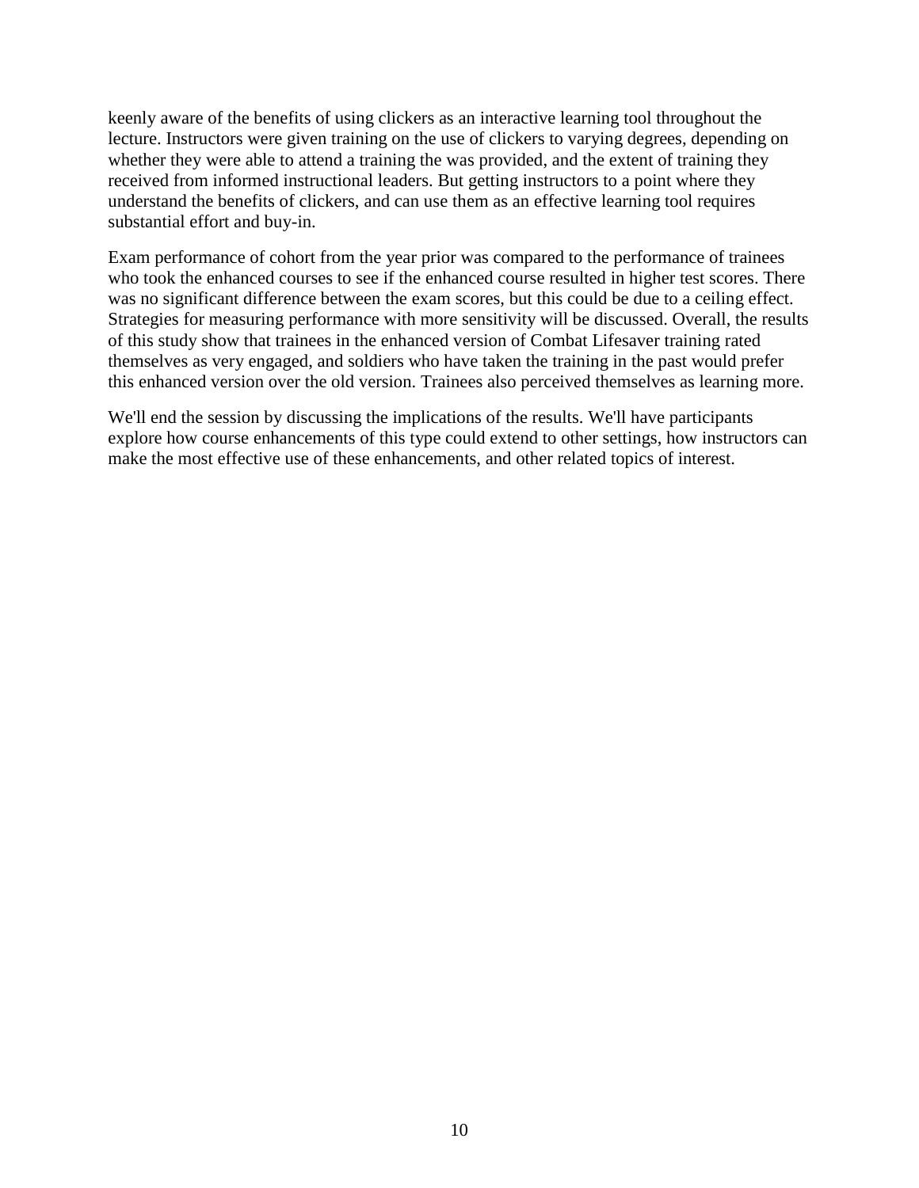keenly aware of the benefits of using clickers as an interactive learning tool throughout the lecture. Instructors were given training on the use of clickers to varying degrees, depending on whether they were able to attend a training the was provided, and the extent of training they received from informed instructional leaders. But getting instructors to a point where they understand the benefits of clickers, and can use them as an effective learning tool requires substantial effort and buy-in.

Exam performance of cohort from the year prior was compared to the performance of trainees who took the enhanced courses to see if the enhanced course resulted in higher test scores. There was no significant difference between the exam scores, but this could be due to a ceiling effect. Strategies for measuring performance with more sensitivity will be discussed. Overall, the results of this study show that trainees in the enhanced version of Combat Lifesaver training rated themselves as very engaged, and soldiers who have taken the training in the past would prefer this enhanced version over the old version. Trainees also perceived themselves as learning more.

We'll end the session by discussing the implications of the results. We'll have participants explore how course enhancements of this type could extend to other settings, how instructors can make the most effective use of these enhancements, and other related topics of interest.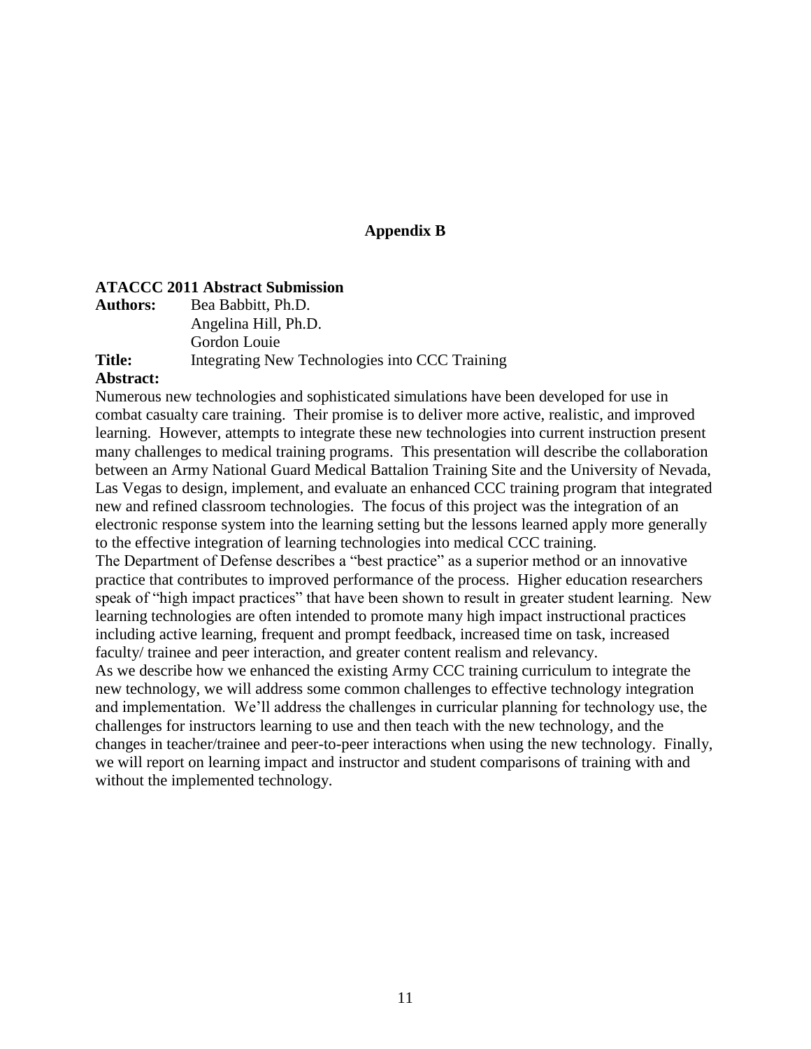## Appendix B

**ATACCC 2011 Abstract Submission**

**Authors:** Bea Babbitt, Ph.D.
Angelina Hill, Ph.D.
Gordon Louie

**Title:** Integrating New Technologies into CCC Training

**Abstract:**

Numerous new technologies and sophisticated simulations have been developed for use in combat casualty care training. Their promise is to deliver more active, realistic, and improved learning. However, attempts to integrate these new technologies into current instruction present many challenges to medical training programs. This presentation will describe the collaboration between an Army National Guard Medical Battalion Training Site and the University of Nevada, Las Vegas to design, implement, and evaluate an enhanced CCC training program that integrated new and refined classroom technologies. The focus of this project was the integration of an electronic response system into the learning setting but the lessons learned apply more generally to the effective integration of learning technologies into medical CCC training.

The Department of Defense describes a "best practice" as a superior method or an innovative practice that contributes to improved performance of the process. Higher education researchers speak of "high impact practices" that have been shown to result in greater student learning. New learning technologies are often intended to promote many high impact instructional practices including active learning, frequent and prompt feedback, increased time on task, increased faculty/ trainee and peer interaction, and greater content realism and relevancy.

As we describe how we enhanced the existing Army CCC training curriculum to integrate the new technology, we will address some common challenges to effective technology integration and implementation. We'll address the challenges in curricular planning for technology use, the challenges for instructors learning to use and then teach with the new technology, and the changes in teacher/trainee and peer-to-peer interactions when using the new technology. Finally, we will report on learning impact and instructor and student comparisons of training with and without the implemented technology.